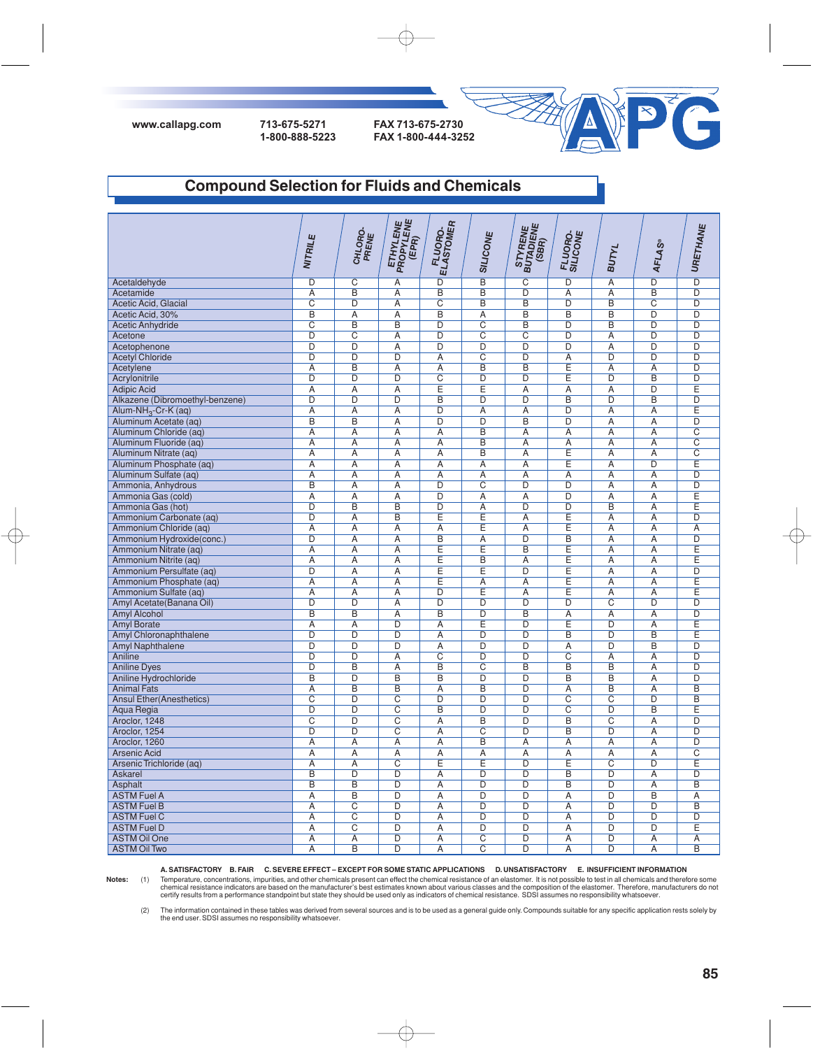www.callapg.com 713-675-5271 1-800-888-5223 FAX 713-675-2730 FAX 1-800-444-3252

## Compound Selection for Fluids and Chemicals

| | NITRILE | CHLORO-PRENE | ETHYLENE PROPYLENE (EPR) | FLUORO-ELASTOMER | SILICONE | STYRENE BUTADIENE (SBR) | FLUORO-SILICONE | BUTYL | AFLAS® | URETHANE |
|---|---|---|---|---|---|---|---|---|---|---|
| Acetaldehyde | D | C | A | D | B | C | D | A | D | D |
| Acetamide | A | B | A | B | B | D | A | A | B | D |
| Acetic Acid, Glacial | C | D | A | C | B | B | D | B | C | D |
| Acetic Acid, 30% | B | A | A | B | A | B | B | B | D | D |
| Acetic Anhydride | C | B | B | D | C | B | D | B | D | D |
| Acetone | D | C | A | D | C | C | D | A | D | D |
| Acetophenone | D | D | A | D | D | D | D | A | D | D |
| Acetyl Chloride | D | D | D | A | C | D | A | D | D | D |
| Acetylene | A | B | A | A | B | B | E | A | A | D |
| Acrylonitrile | D | D | D | C | D | D | E | D | B | D |
| Adipic Acid | A | A | A | E | E | A | A | A | D | E |
| Alkazene (Dibromoethyl-benzene) | D | D | D | B | D | D | B | D | B | D |
| Alum-$NH_3$-Cr-K (aq) | A | A | A | D | A | A | D | A | A | E |
| Aluminum Acetate (aq) | B | B | A | D | D | B | D | A | A | D |
| Aluminum Chloride (aq) | A | A | A | A | B | A | A | A | A | C |
| Aluminum Fluoride (aq) | A | A | A | A | B | A | A | A | A | C |
| Aluminum Nitrate (aq) | A | A | A | A | B | A | E | A | A | C |
| Aluminum Phosphate (aq) | A | A | A | A | A | A | E | A | D | E |
| Aluminum Sulfate (aq) | A | A | A | A | A | A | A | A | A | D |
| Ammonia, Anhydrous | B | A | A | D | C | D | D | A | A | D |
| Ammonia Gas (cold) | A | A | A | D | A | A | D | A | A | E |
| Ammonia Gas (hot) | D | B | B | D | A | D | D | B | A | E |
| Ammonium Carbonate (aq) | D | A | B | E | E | A | E | A | A | D |
| Ammonium Chloride (aq) | A | A | A | A | E | A | E | A | A | A |
| Ammonium Hydroxide(conc.) | D | A | A | B | A | D | B | A | A | D |
| Ammonium Nitrate (aq) | A | A | A | E | E | B | E | A | A | E |
| Ammonium Nitrite (aq) | A | A | A | E | B | A | E | A | A | E |
| Ammonium Persulfate (aq) | D | A | A | E | E | D | E | A | A | D |
| Ammonium Phosphate (aq) | A | A | A | E | A | A | E | A | A | E |
| Ammonium Sulfate (aq) | A | A | A | D | E | A | E | A | A | E |
| Amyl Acetate(Banana Oil) | D | D | A | D | D | D | D | C | D | D |
| Amyl Alcohol | B | B | A | B | D | B | A | A | A | D |
| Amyl Borate | A | A | D | A | E | D | E | D | A | E |
| Amyl Chloronaphthalene | D | D | D | A | D | D | B | D | B | E |
| Amyl Naphthalene | D | D | D | A | D | D | A | D | B | D |
| Aniline | D | D | A | C | D | D | C | A | A | D |
| Aniline Dyes | D | B | A | B | C | B | B | B | A | D |
| Aniline Hydrochloride | B | D | B | B | D | D | B | B | A | D |
| Animal Fats | A | B | B | A | B | D | A | B | A | B |
| Ansul Ether(Anesthetics) | C | D | C | D | D | D | C | C | D | B |
| Aqua Regia | D | D | C | B | D | D | C | D | B | E |
| Aroclor, 1248 | C | D | C | A | B | D | B | C | A | D |
| Aroclor, 1254 | D | D | C | A | C | D | B | D | A | D |
| Aroclor, 1260 | A | A | A | A | B | A | A | A | A | D |
| Arsenic Acid | A | A | A | A | A | A | A | A | A | C |
| Arsenic Trichloride (aq) | A | A | C | E | E | D | E | C | D | E |
| Askarel | B | D | D | A | D | D | B | D | A | D |
| Asphalt | B | B | D | A | D | D | B | D | A | B |
| ASTM Fuel A | A | B | D | A | D | D | A | D | B | A |
| ASTM Fuel B | A | C | D | A | D | D | A | D | D | B |
| ASTM Fuel C | A | C | D | A | D | D | A | D | D | D |
| ASTM Fuel D | A | C | D | A | D | D | A | D | D | E |
| ASTM Oil One | A | A | D | A | C | D | A | D | A | A |
| ASTM Oil Two | A | B | D | A | C | D | A | D | A | B |

**A. SATISFACTORY B. FAIR C. SEVERE EFFECT – EXCEPT FOR SOME STATIC APPLICATIONS D. UNSATISFACTORY E. INSUFFICIENT INFORMATION**

**Notes:**

(1) Temperature, concentrations, impurities, and other chemicals present can effect the chemical resistance of an elastomer. It is not possible to test in all chemicals and therefore some chemical resistance indicators are based on the manufacturer's best estimates known about various classes and the composition of the elastomer. Therefore, manufacturers do not certify results from a performance standpoint but state they should be used only as indicators of chemical resistance. SDSI assumes no responsibility whatsoever.

(2) The information contained in these tables was derived from several sources and is to be used as a general guide only. Compounds suitable for any specific application rests solely by the end user. SDSI assumes no responsibility whatsoever.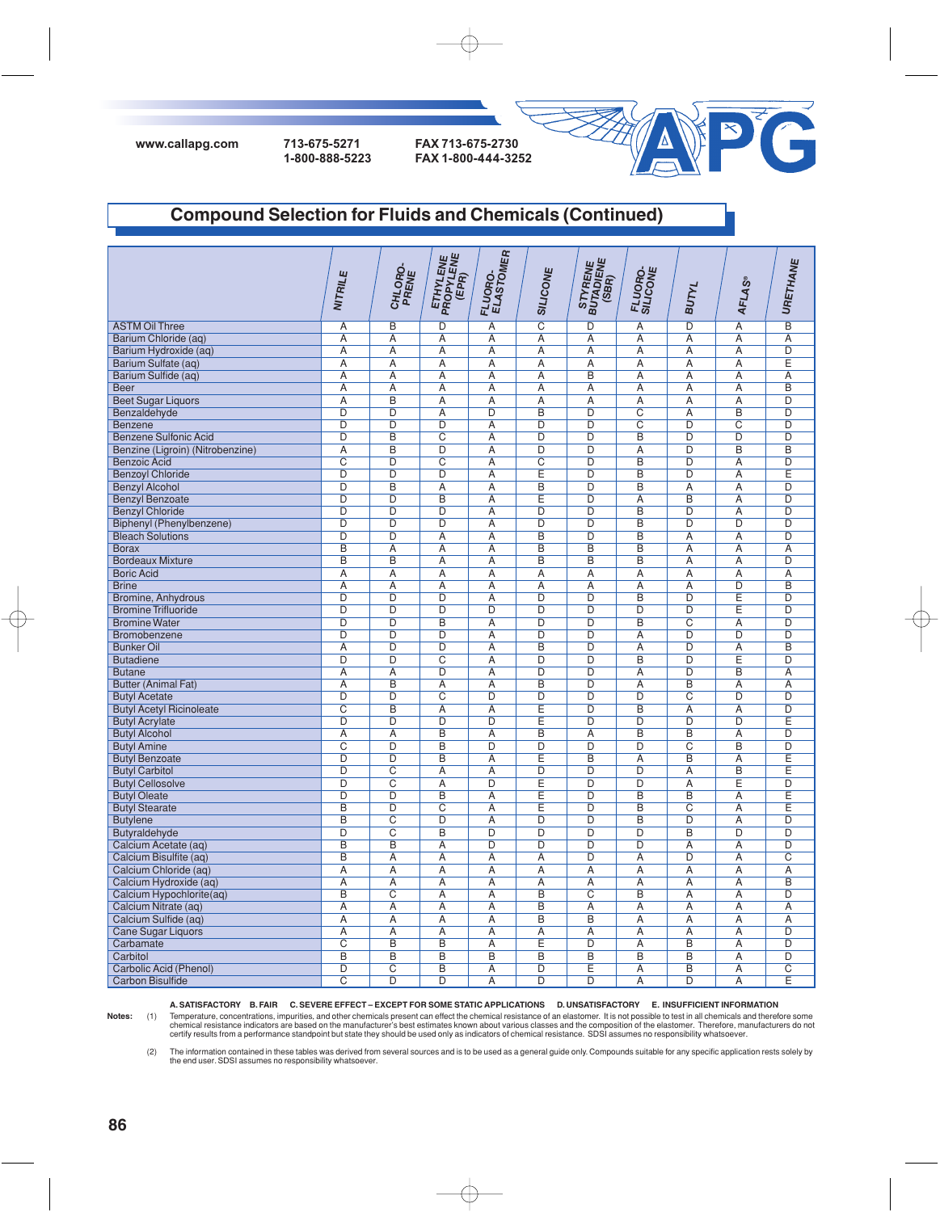www.callapg.com 713-675-5271 1-800-888-5223 FAX 713-675-2730 FAX 1-800-444-3252

## Compound Selection for Fluids and Chemicals (Continued)

| | NITRILE | CHLORO-PRENE | ETHYLENE PROPYLENE (EPR) | FLUORO-ELASTOMER | SILICONE | STYRENE BUTADIENE (SBR) | FLUORO-SILICONE | BUTYL | AFLAS® | URETHANE |
|---|---|---|---|---|---|---|---|---|---|---|
| ASTM Oil Three | A | B | D | A | C | D | A | D | A | B |
| Barium Chloride (aq) | A | A | A | A | A | A | A | A | A | A |
| Barium Hydroxide (aq) | A | A | A | A | A | A | A | A | A | D |
| Barium Sulfate (aq) | A | A | A | A | A | A | A | A | A | E |
| Barium Sulfide (aq) | A | A | A | A | A | B | A | A | A | A |
| Beer | A | A | A | A | A | A | A | A | A | B |
| Beet Sugar Liquors | A | B | A | A | A | A | A | A | A | D |
| Benzaldehyde | D | D | A | D | B | D | C | A | B | D |
| Benzene | D | D | D | A | D | D | C | D | C | D |
| Benzene Sulfonic Acid | D | B | C | A | D | D | B | D | D | D |
| Benzine (Ligroin) (Nitrobenzine) | A | B | D | A | D | D | A | D | B | B |
| Benzoic Acid | C | D | C | A | C | D | B | D | A | D |
| Benzoyl Chloride | D | D | D | A | E | D | B | D | A | E |
| Benzyl Alcohol | D | B | A | A | B | D | B | A | A | D |
| Benzyl Benzoate | D | D | B | A | E | D | A | B | A | D |
| Benzyl Chloride | D | D | D | A | D | D | B | D | A | D |
| Biphenyl (Phenylbenzene) | D | D | D | A | D | D | B | D | D | D |
| Bleach Solutions | D | D | A | A | B | D | B | A | A | D |
| Borax | B | A | A | A | B | B | B | A | A | A |
| Bordeaux Mixture | B | B | A | A | B | B | B | A | A | D |
| Boric Acid | A | A | A | A | A | A | A | A | A | A |
| Brine | A | A | A | A | A | A | A | A | D | B |
| Bromine, Anhydrous | D | D | D | A | D | D | B | D | E | D |
| Bromine Trifluoride | D | D | D | D | D | D | D | D | E | D |
| Bromine Water | D | D | B | A | D | D | B | C | A | D |
| Bromobenzene | D | D | D | A | D | D | A | D | D | D |
| Bunker Oil | A | D | D | A | B | D | A | D | A | B |
| Butadiene | D | D | C | A | D | D | B | D | E | D |
| Butane | A | A | D | A | D | D | A | D | B | A |
| Butter (Animal Fat) | A | B | A | A | B | D | A | B | A | A |
| Butyl Acetate | D | D | C | D | D | D | D | C | D | D |
| Butyl Acetyl Ricinoleate | C | B | A | A | E | D | B | A | A | D |
| Butyl Acrylate | D | D | D | D | E | D | D | D | D | E |
| Butyl Alcohol | A | A | B | A | B | A | B | B | A | D |
| Butyl Amine | C | D | B | D | D | D | D | C | B | D |
| Butyl Benzoate | D | D | B | A | E | B | A | B | A | E |
| Butyl Carbitol | D | C | A | A | D | D | D | A | B | E |
| Butyl Cellosolve | D | C | A | D | E | D | D | A | E | D |
| Butyl Oleate | D | D | B | A | E | D | B | B | A | E |
| Butyl Stearate | B | D | C | A | E | D | B | C | A | E |
| Butylene | B | C | D | A | D | D | B | D | A | D |
| Butyraldehyde | D | C | B | D | D | D | D | B | D | D |
| Calcium Acetate (aq) | B | B | A | D | D | D | D | A | A | D |
| Calcium Bisulfite (aq) | B | A | A | A | A | D | A | D | A | C |
| Calcium Chloride (aq) | A | A | A | A | A | A | A | A | A | A |
| Calcium Hydroxide (aq) | A | A | A | A | A | A | A | A | A | B |
| Calcium Hypochlorite(aq) | B | C | A | A | B | C | B | A | A | D |
| Calcium Nitrate (aq) | A | A | A | A | B | A | A | A | A | A |
| Calcium Sulfide (aq) | A | A | A | A | B | B | A | A | A | A |
| Cane Sugar Liquors | A | A | A | A | A | A | A | A | A | D |
| Carbamate | C | B | B | A | E | D | A | B | A | D |
| Carbitol | B | B | B | B | B | B | B | B | A | D |
| Carbolic Acid (Phenol) | D | C | B | A | D | E | A | B | A | C |
| Carbon Bisulfide | C | D | D | A | D | D | A | D | A | E |

A. SATISFACTORY B. FAIR C. SEVERE EFFECT – EXCEPT FOR SOME STATIC APPLICATIONS D. UNSATISFACTORY E. INSUFFICIENT INFORMATION

**Notes:** (1) Temperature, concentrations, impurities, and other chemicals present can effect the chemical resistance of an elastomer. It is not possible to test in all chemicals and therefore some chemical resistance indicators are based on the manufacturer's best estimates known about various classes and the composition of the elastomer. Therefore, manufacturers do not certify results from a performance standpoint but state they should be used only as indicators of chemical resistance. SDSI assumes no responsibility whatsoever.

(2) The information contained in these tables was derived from several sources and is to be used as a general guide only. Compounds suitable for any specific application rests solely by the end user. SDSI assumes no responsibility whatsoever.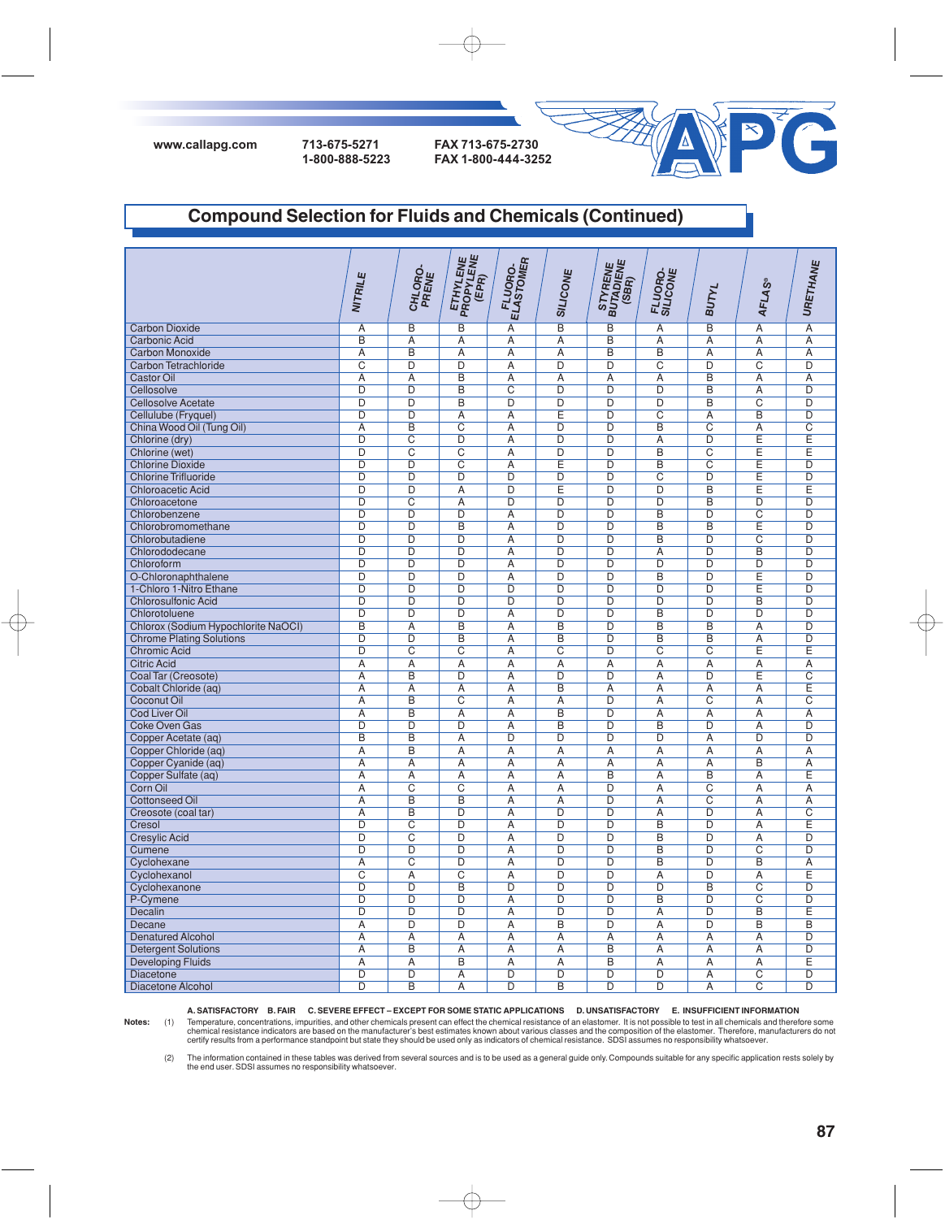www.callapg.com 713-675-5271 1-800-888-5223 FAX 713-675-2730 FAX 1-800-444-3252

# Compound Selection for Fluids and Chemicals (Continued)

| | NITRILE | CHLORO-PRENE | ETHYLENE PROPYLENE (EPR) | FLUORO-ELASTOMER | SILICONE | STYRENE BUTADIENE (SBR) | FLUORO-SILICONE | BUTYL | AFLAS® | URETHANE |
|---|---|---|---|---|---|---|---|---|---|---|
| Carbon Dioxide | A | B | B | A | B | B | A | B | A | A |
| Carbonic Acid | B | A | A | A | A | B | A | A | A | A |
| Carbon Monoxide | A | B | A | A | A | B | B | A | A | A |
| Carbon Tetrachloride | C | D | D | A | D | D | C | D | C | D |
| Castor Oil | A | A | B | A | A | A | A | B | A | A |
| Cellosolve | D | D | B | C | D | D | D | B | A | D |
| Cellosolve Acetate | D | D | B | D | D | D | D | B | C | D |
| Cellulube (Fryquel) | D | D | A | A | E | D | C | A | B | D |
| China Wood Oil (Tung Oil) | A | B | C | A | D | D | B | C | A | C |
| Chlorine (dry) | D | C | D | A | D | D | A | D | E | E |
| Chlorine (wet) | D | C | C | A | D | D | B | C | E | E |
| Chlorine Dioxide | D | D | C | A | E | D | B | C | E | D |
| Chlorine Trifluoride | D | D | D | D | D | D | C | D | E | D |
| Chloroacetic Acid | D | D | A | D | E | D | D | B | E | E |
| Chloroacetone | D | C | A | D | D | D | D | B | D | D |
| Chlorobenzene | D | D | D | A | D | D | B | D | C | D |
| Chlorobromomethane | D | D | B | A | D | D | B | B | E | D |
| Chlorobutadiene | D | D | D | A | D | D | B | D | C | D |
| Chlorododecane | D | D | D | A | D | D | A | D | B | D |
| Chloroform | D | D | D | A | D | D | D | D | D | D |
| O-Chloronaphthalene | D | D | D | A | D | D | B | D | E | D |
| 1-Chloro 1-Nitro Ethane | D | D | D | D | D | D | D | D | E | D |
| Chlorosulfonic Acid | D | D | D | D | D | D | D | D | B | D |
| Chlorotoluene | D | D | D | A | D | D | B | D | D | D |
| Chlorox (Sodium Hypochlorite NaOCl) | B | A | B | A | B | D | B | B | A | D |
| Chrome Plating Solutions | D | D | B | A | B | D | B | B | A | D |
| Chromic Acid | D | C | C | A | C | D | C | C | E | E |
| Citric Acid | A | A | A | A | A | A | A | A | A | A |
| Coal Tar (Creosote) | A | B | D | A | D | D | A | D | E | C |
| Cobalt Chloride (aq) | A | A | A | A | B | A | A | A | A | E |
| Coconut Oil | A | B | C | A | A | D | A | C | A | C |
| Cod Liver Oil | A | B | A | A | B | D | A | A | A | A |
| Coke Oven Gas | D | D | D | A | B | D | B | D | A | D |
| Copper Acetate (aq) | B | B | A | D | D | D | D | A | D | D |
| Copper Chloride (aq) | A | B | A | A | A | A | A | A | A | A |
| Copper Cyanide (aq) | A | A | A | A | A | A | A | A | B | A |
| Copper Sulfate (aq) | A | A | A | A | A | B | A | B | A | E |
| Corn Oil | A | C | C | A | A | D | A | C | A | A |
| Cottonseed Oil | A | B | B | A | A | D | A | C | A | A |
| Creosote (coal tar) | A | B | D | A | D | D | A | D | A | C |
| Cresol | D | C | D | A | D | D | B | D | A | E |
| Cresylic Acid | D | C | D | A | D | D | B | D | A | D |
| Cumene | D | D | D | A | D | D | B | D | C | D |
| Cyclohexane | A | C | D | A | D | D | B | D | B | A |
| Cyclohexanol | C | A | C | A | D | D | A | D | A | E |
| Cyclohexanone | D | D | B | D | D | D | D | B | C | D |
| P-Cymene | D | D | D | A | D | D | B | D | C | D |
| Decalin | D | D | D | A | D | D | A | D | B | E |
| Decane | A | D | D | A | B | D | A | D | B | B |
| Denatured Alcohol | A | A | A | A | A | A | A | A | A | D |
| Detergent Solutions | A | B | A | A | A | B | A | A | A | D |
| Developing Fluids | A | A | B | A | A | B | A | A | A | E |
| Diacetone | D | D | A | D | D | D | D | A | C | D |
| Diacetone Alcohol | D | B | A | D | B | D | D | A | C | D |

**A. SATISFACTORY B. FAIR C. SEVERE EFFECT – EXCEPT FOR SOME STATIC APPLICATIONS D. UNSATISFACTORY E. INSUFFICIENT INFORMATION**

**Notes:** (1) Temperature, concentrations, impurities, and other chemicals present can effect the chemical resistance of an elastomer. It is not possible to test in all chemicals and therefore some chemical resistance indicators are based on the manufacturer's best estimates known about various classes and the composition of the elastomer. Therefore, manufacturers do not certify results from a performance standpoint but state they should be used only as indicators of chemical resistance. SDSI assumes no responsibility whatsoever.

(2) The information contained in these tables was derived from several sources and is to be used as a general guide only. Compounds suitable for any specific application rests solely by the end user. SDSI assumes no responsibility whatsoever.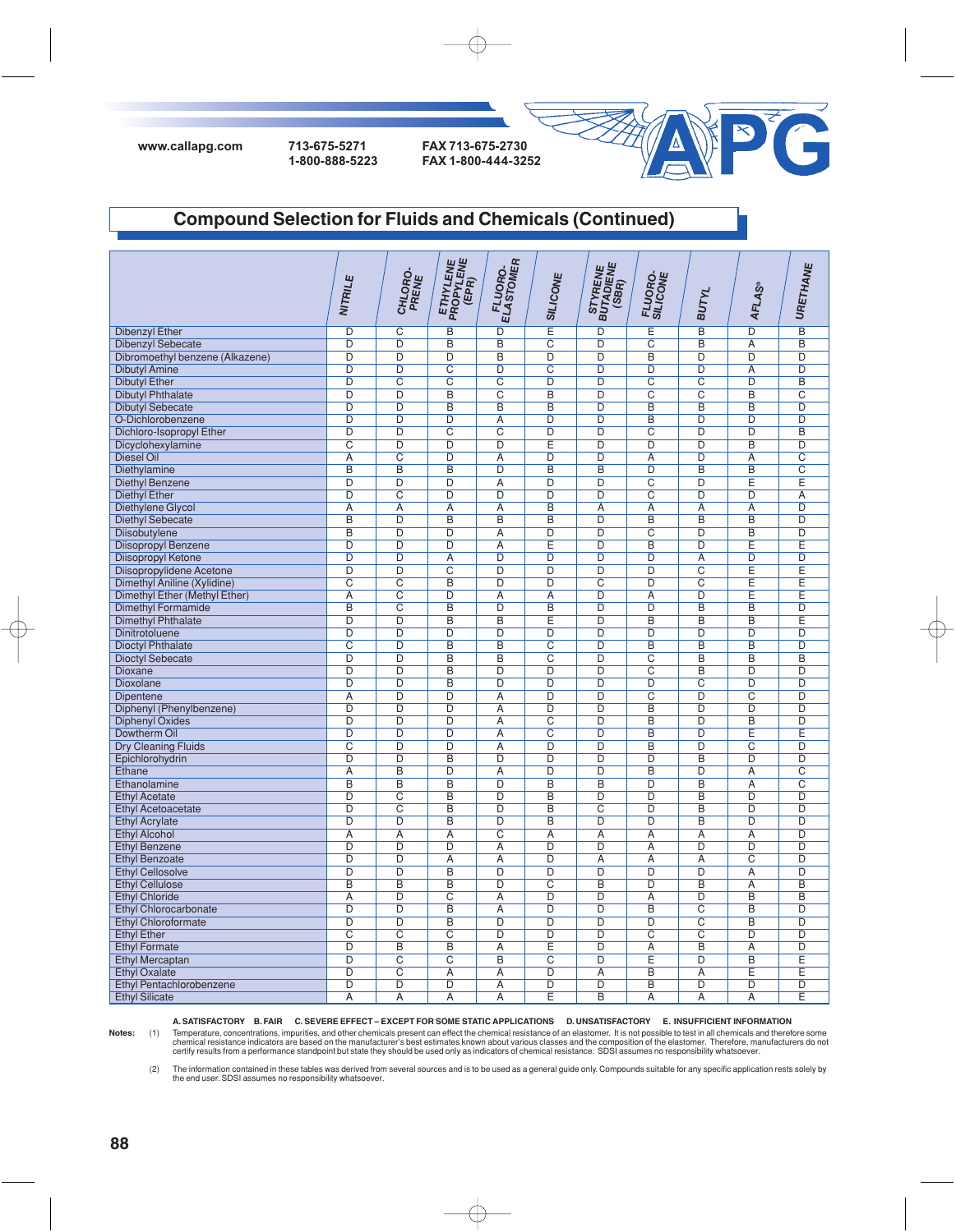www.callapg.com 713-675-5271 1-800-888-5223 FAX 713-675-2730 FAX 1-800-444-3252

APG

## Compound Selection for Fluids and Chemicals (Continued)

| | NITRILE | CHLORO-PRENE | ETHYLENE PROPYLENE (EPR) | FLUORO-ELASTOMER | SILICONE | STYRENE BUTADIENE (SBR) | FLUORO-SILICONE | BUTYL | AFLAS® | URETHANE |
|---|---|---|---|---|---|---|---|---|---|---|
| Dibenzyl Ether | D | C | B | D | E | D | E | B | D | B |
| Dibenzyl Sebecate | D | D | B | B | C | D | C | B | A | B |
| Dibromoethyl benzene (Alkazene) | D | D | D | B | D | D | B | D | D | D |
| Dibutyl Amine | D | D | C | D | C | D | D | D | A | D |
| Dibutyl Ether | D | C | C | C | D | D | C | C | D | B |
| Dibutyl Phthalate | D | D | B | C | B | D | C | C | B | C |
| Dibutyl Sebecate | D | D | B | B | B | D | B | B | B | D |
| O-Dichlorobenzene | D | D | D | A | D | D | B | D | D | D |
| Dichloro-Isopropyl Ether | D | D | C | C | D | D | C | D | D | B |
| Dicyclohexylamine | C | D | D | D | E | D | D | D | B | D |
| Diesel Oil | A | C | D | A | D | D | A | D | A | C |
| Diethylamine | B | B | B | D | B | B | D | B | B | C |
| Diethyl Benzene | D | D | D | A | D | D | C | D | E | E |
| Diethyl Ether | D | C | D | D | D | D | C | D | D | A |
| Diethylene Glycol | A | A | A | A | B | A | A | A | A | D |
| Diethyl Sebecate | B | D | B | B | B | D | B | B | B | D |
| Diisobutylene | B | D | D | A | D | D | C | D | B | D |
| Diisopropyl Benzene | D | D | D | A | E | D | B | D | E | E |
| Diisopropyl Ketone | D | D | A | D | D | D | D | A | D | D |
| Diisopropylidene Acetone | D | D | C | D | D | D | D | C | E | E |
| Dimethyl Aniline (Xylidine) | C | C | B | D | D | C | D | C | E | E |
| Dimethyl Ether (Methyl Ether) | A | C | D | A | A | D | A | D | E | E |
| Dimethyl Formamide | B | C | B | D | B | D | D | B | B | D |
| Dimethyl Phthalate | D | D | B | B | E | D | B | B | B | E |
| Dinitrotoluene | D | D | D | D | D | D | D | D | D | D |
| Dioctyl Phthalate | C | D | B | B | C | D | B | B | B | D |
| Dioctyl Sebecate | D | D | B | B | C | D | C | B | B | B |
| Dioxane | D | D | B | D | D | D | C | B | D | D |
| Dioxolane | D | D | B | D | D | D | D | C | D | D |
| Dipentene | A | D | D | A | D | D | C | D | C | D |
| Diphenyl (Phenylbenzene) | D | D | D | A | D | D | B | D | D | D |
| Diphenyl Oxides | D | D | D | A | C | D | B | D | B | D |
| Dowtherm Oil | D | D | D | A | C | D | B | D | E | E |
| Dry Cleaning Fluids | C | D | D | A | D | D | B | D | C | D |
| Epichlorohydrin | D | D | B | D | D | D | D | B | D | D |
| Ethane | A | B | D | A | D | D | B | D | A | C |
| Ethanolamine | B | B | B | D | B | B | D | B | A | C |
| Ethyl Acetate | D | C | B | D | B | D | D | B | D | D |
| Ethyl Acetoacetate | D | C | B | D | B | C | D | B | D | D |
| Ethyl Acrylate | D | D | B | D | B | D | D | B | D | D |
| Ethyl Alcohol | A | A | A | C | A | A | A | A | A | D |
| Ethyl Benzene | D | D | D | A | D | D | A | D | D | D |
| Ethyl Benzoate | D | D | A | A | D | A | A | A | C | D |
| Ethyl Cellosolve | D | D | B | D | D | D | D | D | A | D |
| Ethyl Cellulose | B | B | B | D | C | B | D | B | A | B |
| Ethyl Chloride | A | D | C | A | D | D | A | D | B | B |
| Ethyl Chlorocarbonate | D | D | B | A | D | D | B | C | B | D |
| Ethyl Chloroformate | D | D | B | D | D | D | D | C | B | D |
| Ethyl Ether | C | C | C | D | D | D | C | C | D | D |
| Ethyl Formate | D | B | B | A | E | D | A | B | A | D |
| Ethyl Mercaptan | D | C | C | B | C | D | E | D | B | E |
| Ethyl Oxalate | D | C | A | A | D | A | B | A | E | E |
| Ethyl Pentachlorobenzene | D | D | D | A | D | D | B | D | D | D |
| Ethyl Silicate | A | A | A | A | E | B | A | A | A | E |

**A. SATISFACTORY   B. FAIR   C. SEVERE EFFECT – EXCEPT FOR SOME STATIC APPLICATIONS   D. UNSATISFACTORY   E. INSUFFICIENT INFORMATION**

**Notes:**

(1) Temperature, concentrations, impurities, and other chemicals present can effect the chemical resistance of an elastomer. It is not possible to test in all chemicals and therefore some chemical resistance indicators are based on the manufacturer's best estimates known about various classes and the composition of the elastomer. Therefore, manufacturers do not certify results from a performance standpoint but state they should be used only as indicators of chemical resistance. SDSI assumes no responsibility whatsoever.

(2) The information contained in these tables was derived from several sources and is to be used as a general guide only. Compounds suitable for any specific application rests solely by the end user. SDSI assumes no responsibility whatsoever.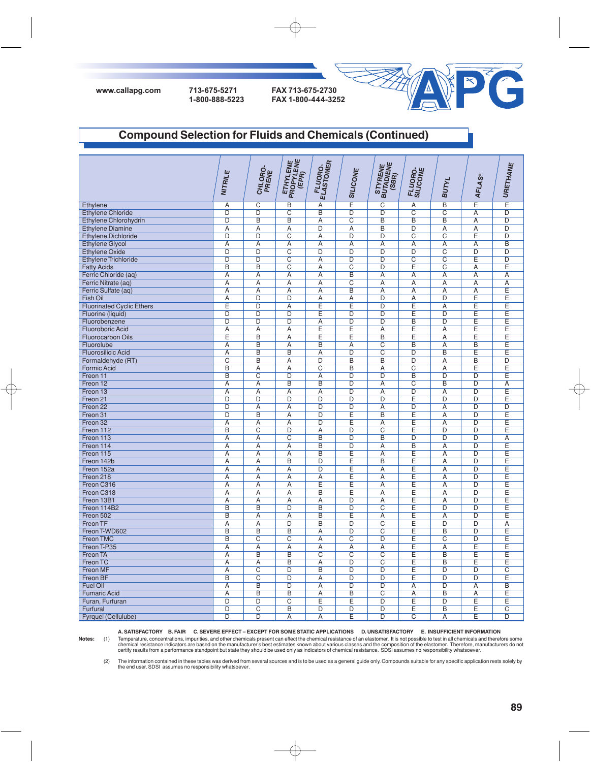www.callapg.com 713-675-5271 1-800-888-5223 FAX 713-675-2730 FAX 1-800-444-3252

APG

## Compound Selection for Fluids and Chemicals (Continued)

| | NITRILE | CHLORO-PRENE | ETHYLENE PROPYLENE (EPR) | FLUORO-ELASTOMER | SILICONE | STYRENE BUTADIENE (SBR) | FLUORO-SILICONE | BUTYL | AFLAS® | URETHANE |
|---|---|---|---|---|---|---|---|---|---|---|
| Ethylene | A | C | B | A | E | C | A | B | E | E |
| Ethylene Chloride | D | D | C | B | D | D | C | C | A | D |
| Ethylene Chlorohydrin | D | B | B | A | C | B | B | B | A | D |
| Ethylene Diamine | A | A | A | D | A | B | D | A | A | D |
| Ethylene Dichloride | D | D | C | A | D | D | C | C | E | D |
| Ethylene Glycol | A | A | A | A | A | A | A | A | A | B |
| Ethylene Oxide | D | D | C | D | D | D | D | C | D | D |
| Ethylene Trichloride | D | D | C | A | D | D | C | C | E | D |
| Fatty Acids | B | B | C | A | C | D | E | C | A | E |
| Ferric Chloride (aq) | A | A | A | A | B | A | A | A | A | A |
| Ferric Nitrate (aq) | A | A | A | A | C | A | A | A | A | A |
| Ferric Sulfate (aq) | A | A | A | A | B | A | A | A | A | E |
| Fish Oil | A | D | D | A | A | D | A | D | E | E |
| Fluorinated Cyclic Ethers | E | D | A | E | E | D | E | A | E | E |
| Fluorine (liquid) | D | D | D | E | D | D | E | D | E | E |
| Fluorobenzene | D | D | D | A | D | D | B | D | E | E |
| Fluoroboric Acid | A | A | A | E | E | A | E | A | E | E |
| Fluorocarbon Oils | E | B | A | E | E | B | E | A | E | E |
| Fluorolube | A | B | A | B | A | C | B | A | B | E |
| Fluorosilicic Acid | A | B | B | A | D | C | D | B | E | E |
| Formaldehyde (RT) | C | B | A | D | B | B | D | A | B | D |
| Formic Acid | B | A | A | C | B | A | C | A | E | E |
| Freon 11 | B | C | D | A | D | D | B | D | D | E |
| Freon 12 | A | A | B | B | D | A | C | B | D | A |
| Freon 13 | A | A | A | A | D | A | D | A | D | E |
| Freon 21 | D | D | D | D | D | D | E | D | D | E |
| Freon 22 | D | A | A | D | D | A | D | A | D | D |
| Freon 31 | D | B | A | D | E | B | E | A | D | E |
| Freon 32 | A | A | A | D | E | A | E | A | D | E |
| Freon 112 | B | C | D | A | D | C | E | D | D | E |
| Freon 113 | A | A | C | B | D | B | D | D | D | A |
| Freon 114 | A | A | A | B | D | A | B | A | D | E |
| Freon 115 | A | A | A | B | E | A | E | A | D | E |
| Freon 142b | A | A | B | D | E | B | E | A | D | E |
| Freon 152a | A | A | A | D | E | A | E | A | D | E |
| Freon 218 | A | A | A | A | E | A | E | A | D | E |
| Freon C316 | A | A | A | E | E | A | E | A | D | E |
| Freon C318 | A | A | A | B | E | A | E | A | D | E |
| Freon 13B1 | A | A | A | A | D | A | E | A | D | E |
| Freon 114B2 | B | B | D | B | D | C | E | D | D | E |
| Freon 502 | B | A | A | B | E | A | E | A | D | E |
| Freon TF | A | A | D | B | D | C | E | D | D | A |
| Freon T-WD602 | B | B | B | A | D | C | E | B | D | E |
| Freon TMC | B | C | C | A | C | D | E | C | D | E |
| Freon T-P35 | A | A | A | A | A | A | E | A | E | E |
| Freon TA | A | B | B | C | C | C | E | B | E | E |
| Freon TC | A | A | B | A | D | C | E | B | E | E |
| Freon MF | A | C | D | B | D | D | E | D | D | C |
| Freon BF | B | C | D | A | D | D | E | D | D | E |
| Fuel Oil | A | B | D | A | D | D | A | D | A | B |
| Fumaric Acid | A | B | B | A | B | C | A | B | A | E |
| Furan, Furfuran | D | D | C | E | E | D | E | D | E | E |
| Furfural | D | C | B | D | D | D | E | B | E | C |
| Fyrquel (Cellulube) | D | D | A | A | E | D | C | A | E | D |

A. SATISFACTORY B. FAIR C. SEVERE EFFECT – EXCEPT FOR SOME STATIC APPLICATIONS D. UNSATISFACTORY E. INSUFFICIENT INFORMATION

**Notes:**

(1) Temperature, concentrations, impurities, and other chemicals present can effect the chemical resistance of an elastomer. It is not possible to test in all chemicals and therefore some chemical resistance indicators are based on the manufacturer's best estimates known about various classes and the composition of the elastomer. Therefore, manufacturers do not certify results from a performance standpoint but state they should be used only as indicators of chemical resistance. SDSI assumes no responsibility whatsoever.

(2) The information contained in these tables was derived from several sources and is to be used as a general guide only. Compounds suitable for any specific application rests solely by the end user. SDSI assumes no responsibility whatsoever.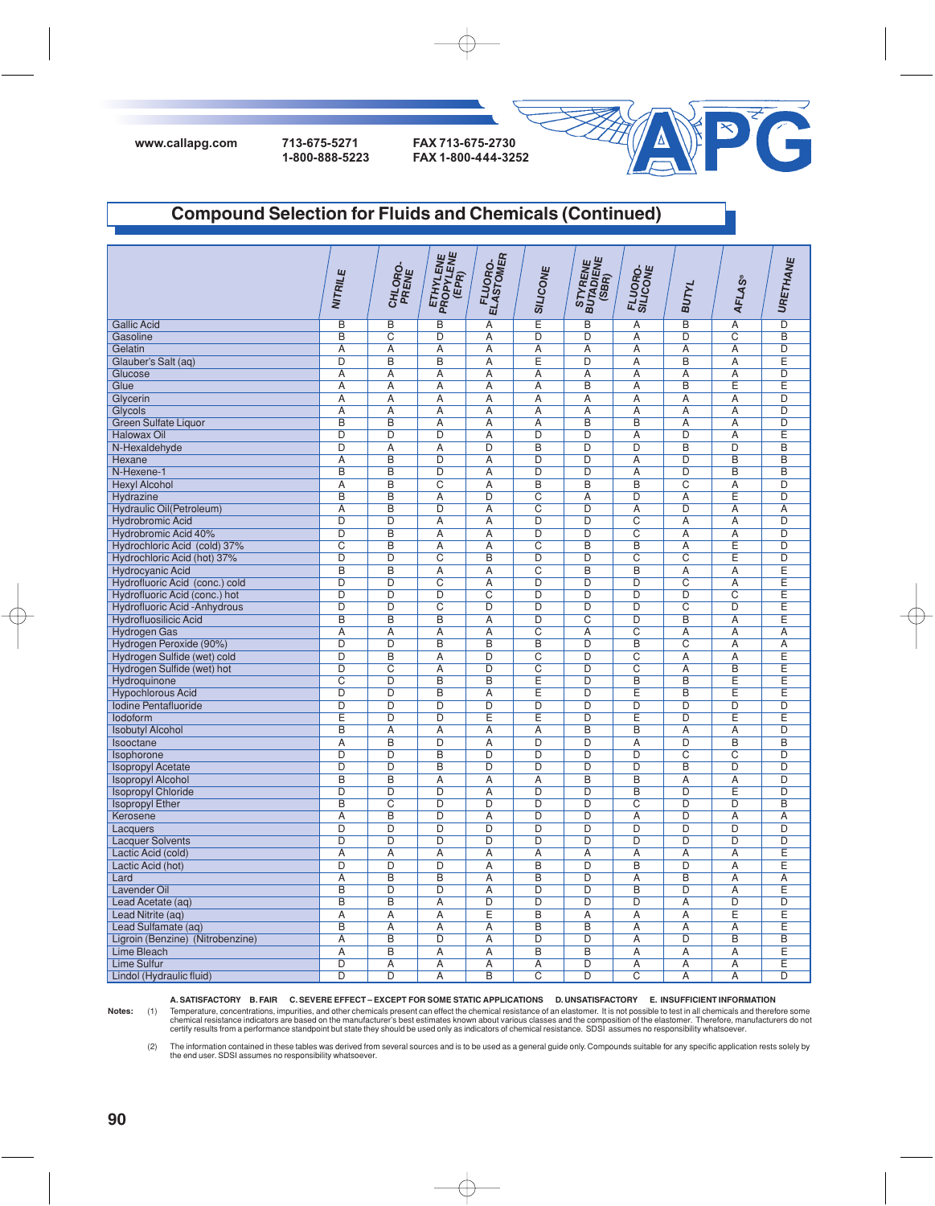www.callapg.com 713-675-5271 1-800-888-5223 FAX 713-675-2730 FAX 1-800-444-3252

## Compound Selection for Fluids and Chemicals (Continued)

| | NITRILE | CHLORO-PRENE | ETHYLENE PROPYLENE (EPR) | FLUORO-ELASTOMER | SILICONE | STYRENE BUTADIENE (SBR) | FLUORO-SILICONE | BUTYL | AFLAS® | URETHANE |
|---|---|---|---|---|---|---|---|---|---|---|
| Gallic Acid | B | B | B | A | E | B | A | B | A | D |
| Gasoline | B | C | D | A | D | D | A | D | C | B |
| Gelatin | A | A | A | A | A | A | A | A | A | D |
| Glauber's Salt (aq) | D | B | B | A | E | D | A | B | A | E |
| Glucose | A | A | A | A | A | A | A | A | A | D |
| Glue | A | A | A | A | A | B | A | B | E | E |
| Glycerin | A | A | A | A | A | A | A | A | A | D |
| Glycols | A | A | A | A | A | A | A | A | A | D |
| Green Sulfate Liquor | B | B | A | A | A | B | B | A | A | D |
| Halowax Oil | D | D | D | A | D | D | A | D | A | E |
| N-Hexaldehyde | D | A | A | D | B | D | D | B | D | B |
| Hexane | A | B | D | A | D | D | A | D | B | B |
| N-Hexene-1 | B | B | D | A | D | D | A | D | B | B |
| Hexyl Alcohol | A | B | C | A | B | B | B | C | A | D |
| Hydrazine | B | B | A | D | C | A | D | A | E | D |
| Hydraulic Oil(Petroleum) | A | B | D | A | C | D | A | D | A | A |
| Hydrobromic Acid | D | D | A | A | D | D | C | A | A | D |
| Hydrobromic Acid 40% | D | B | A | A | D | D | C | A | A | D |
| Hydrochloric Acid (cold) 37% | C | B | A | A | C | B | B | A | E | D |
| Hydrochloric Acid (hot) 37% | D | D | C | B | D | D | C | C | E | D |
| Hydrocyanic Acid | B | B | A | A | C | B | B | A | A | E |
| Hydrofluoric Acid (conc.) cold | D | D | C | A | D | D | D | C | A | E |
| Hydrofluoric Acid (conc.) hot | D | D | D | C | D | D | D | D | C | E |
| Hydrofluoric Acid -Anhydrous | D | D | C | D | D | D | D | C | D | E |
| Hydrofluosilicic Acid | B | B | B | A | D | C | D | B | A | E |
| Hydrogen Gas | A | A | A | A | C | A | C | A | A | A |
| Hydrogen Peroxide (90%) | D | D | B | B | B | D | B | C | A | A |
| Hydrogen Sulfide (wet) cold | D | B | A | D | C | D | C | A | A | E |
| Hydrogen Sulfide (wet) hot | D | C | A | D | C | D | C | A | B | E |
| Hydroquinone | C | D | B | B | E | D | B | B | E | E |
| Hypochlorous Acid | D | D | B | A | E | D | E | B | E | E |
| Iodine Pentafluoride | D | D | D | D | D | D | D | D | D | D |
| Iodoform | E | D | D | E | E | D | E | D | E | E |
| Isobutyl Alcohol | B | A | A | A | A | B | B | A | A | D |
| Isooctane | A | B | D | A | D | D | A | D | B | B |
| Isophorone | D | D | B | D | D | D | D | C | C | D |
| Isopropyl Acetate | D | D | B | D | D | D | D | B | D | D |
| Isopropyl Alcohol | B | B | A | A | A | B | B | A | A | D |
| Isopropyl Chloride | D | D | D | A | D | D | B | D | E | D |
| Isopropyl Ether | B | C | D | D | D | D | C | D | D | B |
| Kerosene | A | B | D | A | D | D | A | D | A | A |
| Lacquers | D | D | D | D | D | D | D | D | D | D |
| Lacquer Solvents | D | D | D | D | D | D | D | D | D | D |
| Lactic Acid (cold) | A | A | A | A | A | A | A | A | A | E |
| Lactic Acid (hot) | D | D | D | A | B | D | B | D | A | E |
| Lard | A | B | B | A | B | D | A | B | A | A |
| Lavender Oil | B | D | D | A | D | D | B | D | A | E |
| Lead Acetate (aq) | B | B | A | D | D | D | D | A | D | D |
| Lead Nitrite (aq) | A | A | A | E | B | A | A | A | E | E |
| Lead Sulfamate (aq) | B | A | A | A | B | B | A | A | A | E |
| Ligroin (Benzine) (Nitrobenzine) | A | B | D | A | D | D | A | D | B | B |
| Lime Bleach | A | B | A | A | B | B | A | A | A | E |
| Lime Sulfur | D | A | A | A | A | D | A | A | A | E |
| Lindol (Hydraulic fluid) | D | D | A | B | C | D | C | A | A | D |

A. SATISFACTORY B. FAIR C. SEVERE EFFECT – EXCEPT FOR SOME STATIC APPLICATIONS D. UNSATISFACTORY E. INSUFFICIENT INFORMATION

Notes: (1) Temperature, concentrations, impurities, and other chemicals present can effect the chemical resistance of an elastomer. It is not possible to test in all chemicals and therefore some chemical resistance indicators are based on the manufacturer's best estimates known about various classes and the composition of the elastomer. Therefore, manufacturers do not certify results from a performance standpoint but state they should be used only as indicators of chemical resistance. SDSI assumes no responsibility whatsoever.

(2) The information contained in these tables was derived from several sources and is to be used as a general guide only. Compounds suitable for any specific application rests solely by the end user. SDSI assumes no responsibility whatsoever.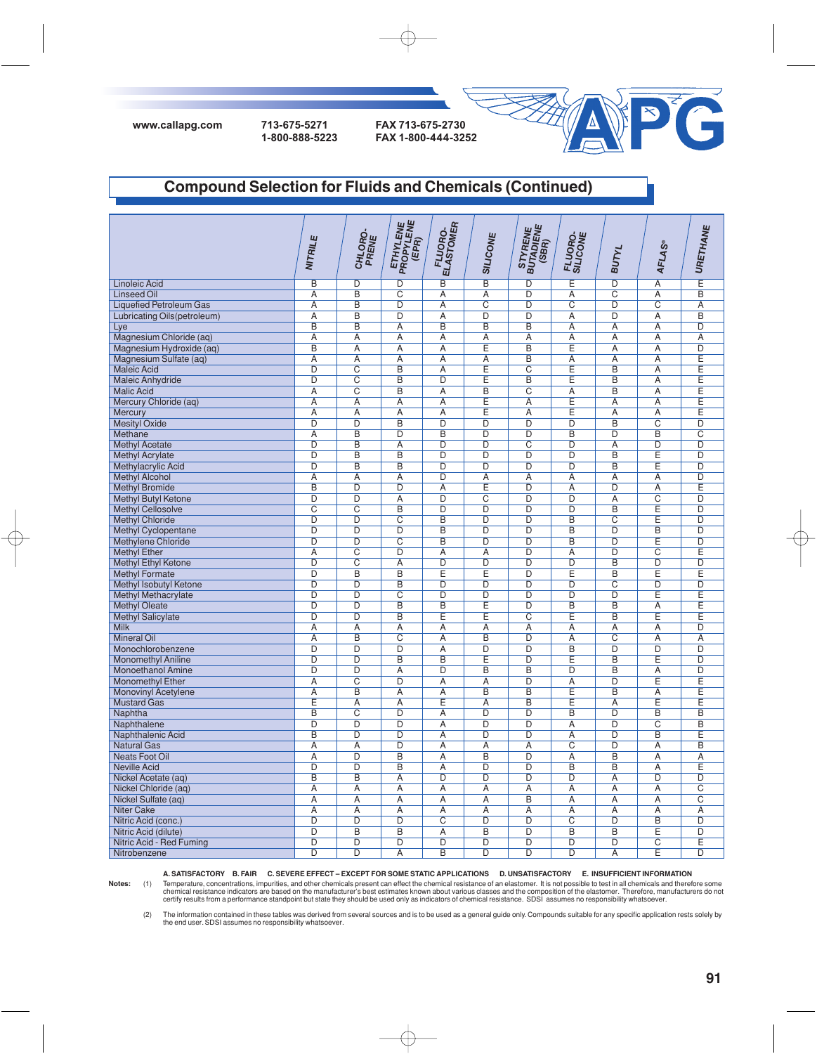www.callapg.com 713-675-5271 1-800-888-5223 FAX 713-675-2730 FAX 1-800-444-3252

# Compound Selection for Fluids and Chemicals (Continued)

| | NITRILE | CHLORO-PRENE | ETHYLENE PROPYLENE (EPR) | FLUORO-ELASTOMER | SILICONE | STYRENE BUTADIENE (SBR) | FLUORO-SILICONE | BUTYL | AFLAS® | URETHANE |
|---|---|---|---|---|---|---|---|---|---|---|
| Linoleic Acid | B | D | D | B | B | D | E | D | A | E |
| Linseed Oil | A | B | C | A | A | D | A | C | A | B |
| Liquefied Petroleum Gas | A | B | D | A | C | D | C | D | C | A |
| Lubricating Oils(petroleum) | A | B | D | A | D | D | A | D | A | B |
| Lye | B | B | A | B | B | B | A | A | A | D |
| Magnesium Chloride (aq) | A | A | A | A | A | A | A | A | A | A |
| Magnesium Hydroxide (aq) | B | A | A | A | E | B | E | A | A | D |
| Magnesium Sulfate (aq) | A | A | A | A | A | B | A | A | A | E |
| Maleic Acid | D | C | B | A | E | C | E | B | A | E |
| Maleic Anhydride | D | C | B | D | E | B | E | B | A | E |
| Malic Acid | A | C | B | A | B | C | A | B | A | E |
| Mercury Chloride (aq) | A | A | A | A | E | A | E | A | A | E |
| Mercury | A | A | A | A | E | A | E | A | A | E |
| Mesityl Oxide | D | D | B | D | D | D | D | B | C | D |
| Methane | A | B | D | B | D | D | B | D | B | C |
| Methyl Acetate | D | B | A | D | D | C | D | A | D | D |
| Methyl Acrylate | D | B | B | D | D | D | D | B | E | D |
| Methylacrylic Acid | D | B | B | D | D | D | D | B | E | D |
| Methyl Alcohol | A | A | A | D | A | A | A | A | A | D |
| Methyl Bromide | B | D | D | A | E | D | A | D | A | E |
| Methyl Butyl Ketone | D | D | A | D | C | D | D | A | C | D |
| Methyl Cellosolve | C | C | B | D | D | D | D | B | E | D |
| Methyl Chloride | D | D | C | B | D | D | B | C | E | D |
| Methyl Cyclopentane | D | D | D | B | D | D | B | D | B | D |
| Methylene Chloride | D | D | C | B | D | D | B | D | E | D |
| Methyl Ether | A | C | D | A | A | D | A | D | C | E |
| Methyl Ethyl Ketone | D | C | A | D | D | D | D | B | D | D |
| Methyl Formate | D | B | B | E | E | D | E | B | E | E |
| Methyl Isobutyl Ketone | D | D | B | D | D | D | D | C | D | D |
| Methyl Methacrylate | D | D | C | D | D | D | D | D | E | E |
| Methyl Oleate | D | D | B | B | E | D | B | B | A | E |
| Methyl Salicylate | D | D | B | E | E | C | E | B | E | E |
| Milk | A | A | A | A | A | A | A | A | A | D |
| Mineral Oil | A | B | C | A | B | D | A | C | A | A |
| Monochlorobenzene | D | D | D | A | D | D | B | D | D | D |
| Monomethyl Aniline | D | D | B | B | E | D | E | B | E | D |
| Monoethanol Amine | D | D | A | D | B | B | D | B | A | D |
| Monomethyl Ether | A | C | D | A | A | D | A | D | E | E |
| Monovinyl Acetylene | A | B | A | A | B | B | E | B | A | E |
| Mustard Gas | E | A | A | E | A | B | E | A | E | E |
| Naphtha | B | C | D | A | D | D | B | D | B | B |
| Naphthalene | D | D | D | A | D | D | A | D | C | B |
| Naphthalenic Acid | B | D | D | A | D | D | A | D | B | E |
| Natural Gas | A | A | D | A | A | A | C | D | A | B |
| Neats Foot Oil | A | D | B | A | B | D | A | B | A | A |
| Neville Acid | D | D | B | A | D | D | B | B | A | E |
| Nickel Acetate (aq) | B | B | A | D | D | D | D | A | D | D |
| Nickel Chloride (aq) | A | A | A | A | A | A | A | A | A | C |
| Nickel Sulfate (aq) | A | A | A | A | A | B | A | A | A | C |
| Niter Cake | A | A | A | A | A | A | A | A | A | A |
| Nitric Acid (conc.) | D | D | D | C | D | D | C | D | B | D |
| Nitric Acid (dilute) | D | B | B | A | B | D | B | B | E | D |
| Nitric Acid - Red Fuming | D | D | D | D | D | D | D | D | C | E |
| Nitrobenzene | D | D | A | B | D | D | D | A | E | D |

**A. SATISFACTORY B. FAIR C. SEVERE EFFECT – EXCEPT FOR SOME STATIC APPLICATIONS D. UNSATISFACTORY E. INSUFFICIENT INFORMATION**

**Notes:** (1) Temperature, concentrations, impurities, and other chemicals present can effect the chemical resistance of an elastomer. It is not possible to test in all chemicals and therefore some chemical resistance indicators are based on the manufacturer's best estimations known about various classes and the composition of the elastomer. Therefore, manufacturers do not certify results from a performance standpoint but state they should be used only as indicators of chemical resistance. SDSI assumes no responsibility whatsoever.

(2) The information contained in these tables was derived from several sources and is to be used as a general guide only. Compounds suitable for any specific application rests solely by the end user. SDSI assumes no responsibility whatsoever.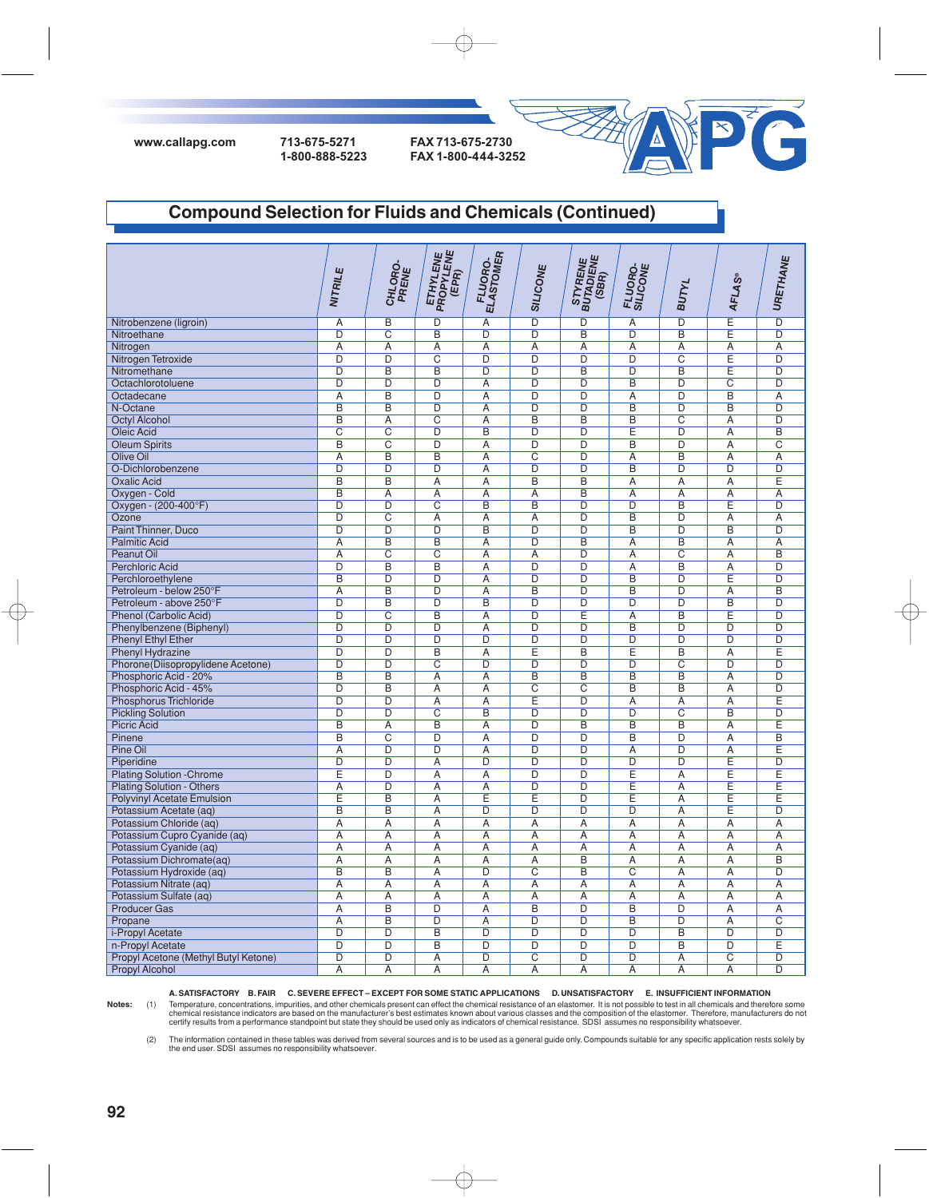www.callapg.com 713-675-5271 1-800-888-5223 FAX 713-675-2730 FAX 1-800-444-3252

## Compound Selection for Fluids and Chemicals (Continued)

| | NITRILE | CHLORO-PRENE | ETHYLENE PROPYLENE (EPR) | FLUORO-ELASTOMER | SILICONE | STYRENE BUTADIENE (SBR) | FLUORO-SILICONE | BUTYL | AFLAS® | URETHANE |
|---|---|---|---|---|---|---|---|---|---|---|
| Nitrobenzene (ligroin) | A | B | D | A | D | D | A | D | E | D |
| Nitroethane | D | C | B | D | D | B | D | B | E | D |
| Nitrogen | A | A | A | A | A | A | A | A | A | A |
| Nitrogen Tetroxide | D | D | C | D | D | D | D | C | E | D |
| Nitromethane | D | B | B | D | D | B | D | B | E | D |
| Octachlorotoluene | D | D | D | A | D | D | B | D | C | D |
| Octadecane | A | B | D | A | D | D | A | D | B | A |
| N-Octane | B | B | D | A | D | D | B | D | B | D |
| Octyl Alcohol | B | A | C | A | B | B | B | C | A | D |
| Oleic Acid | C | C | D | B | D | D | E | D | A | B |
| Oleum Spirits | B | C | D | A | D | D | B | D | A | C |
| Olive Oil | A | B | B | A | C | D | A | B | A | A |
| O-Dichlorobenzene | D | D | D | A | D | D | B | D | D | D |
| Oxalic Acid | B | B | A | A | B | B | A | A | A | E |
| Oxygen - Cold | B | A | A | A | A | B | A | A | A | A |
| Oxygen - (200-400°F) | D | D | C | B | B | D | D | B | E | D |
| Ozone | D | C | A | A | A | D | B | D | A | A |
| Paint Thinner, Duco | D | D | D | B | D | D | B | D | B | D |
| Palmitic Acid | A | B | B | A | D | B | A | B | A | A |
| Peanut Oil | A | C | C | A | A | D | A | C | A | B |
| Perchloric Acid | D | B | B | A | D | D | A | B | A | D |
| Perchloroethylene | B | D | D | A | D | D | B | D | E | D |
| Petroleum - below 250°F | A | B | D | A | B | D | B | D | A | B |
| Petroleum - above 250°F | D | B | D | B | D | D | D | D | B | D |
| Phenol (Carbolic Acid) | D | C | B | A | D | E | A | B | E | D |
| Phenylbenzene (Biphenyl) | D | D | D | A | D | D | B | D | D | D |
| Phenyl Ethyl Ether | D | D | D | D | D | D | D | D | D | D |
| Phenyl Hydrazine | D | D | B | A | E | B | E | B | A | E |
| Phorone(Diisopropylidene Acetone) | D | D | C | D | D | D | D | C | D | D |
| Phosphoric Acid - 20% | B | B | A | A | B | B | B | B | A | D |
| Phosphoric Acid - 45% | D | B | A | A | C | C | B | B | A | D |
| Phosphorus Trichloride | D | D | A | A | E | D | A | A | A | E |
| Pickling Solution | D | D | C | B | D | D | D | C | B | D |
| Picric Acid | B | A | B | A | D | B | B | B | A | E |
| Pinene | B | C | D | A | D | D | B | D | A | B |
| Pine Oil | A | D | D | A | D | D | A | D | A | E |
| Piperidine | D | D | A | D | D | D | D | D | E | D |
| Plating Solution -Chrome | E | D | A | A | D | D | E | A | E | E |
| Plating Solution - Others | A | D | A | A | D | D | E | A | E | E |
| Polyvinyl Acetate Emulsion | E | B | A | E | E | D | E | A | E | E |
| Potassium Acetate (aq) | B | B | A | D | D | D | D | A | E | D |
| Potassium Chloride (aq) | A | A | A | A | A | A | A | A | A | A |
| Potassium Cupro Cyanide (aq) | A | A | A | A | A | A | A | A | A | A |
| Potassium Cyanide (aq) | A | A | A | A | A | A | A | A | A | A |
| Potassium Dichromate(aq) | A | A | A | A | A | B | A | A | A | B |
| Potassium Hydroxide (aq) | B | B | A | D | C | B | C | A | A | D |
| Potassium Nitrate (aq) | A | A | A | A | A | A | A | A | A | A |
| Potassium Sulfate (aq) | A | A | A | A | A | A | A | A | A | A |
| Producer Gas | A | B | D | A | B | D | B | D | A | A |
| Propane | A | B | D | A | D | D | B | D | A | C |
| i-Propyl Acetate | D | D | B | D | D | D | D | B | D | D |
| n-Propyl Acetate | D | D | B | D | D | D | D | B | D | E |
| Propyl Acetone (Methyl Butyl Ketone) | D | D | A | D | C | D | D | A | C | D |
| Propyl Alcohol | A | A | A | A | A | A | A | A | A | D |

A. SATISFACTORY B. FAIR C. SEVERE EFFECT – EXCEPT FOR SOME STATIC APPLICATIONS D. UNSATISFACTORY E. INSUFFICIENT INFORMATION

Notes: (1) Temperature, concentrations, impurities, and other chemicals present can effect the chemical resistance of an elastomer. It is not possible to test in all chemicals and therefore some chemical resistance indicators are based on the manufacturer's best estimates known about various classes and the composition of the elastomer. Therefore, manufacturers do not certify results from a performance standpoint but state they should be used only as indicators of chemical resistance. SDSI assumes no responsibility whatsoever.

(2) The information contained in these tables was derived from several sources and is to be used as a general guide only. Compounds suitable for any specific application rests solely by the end user. SDSI assumes no responsibility whatsoever.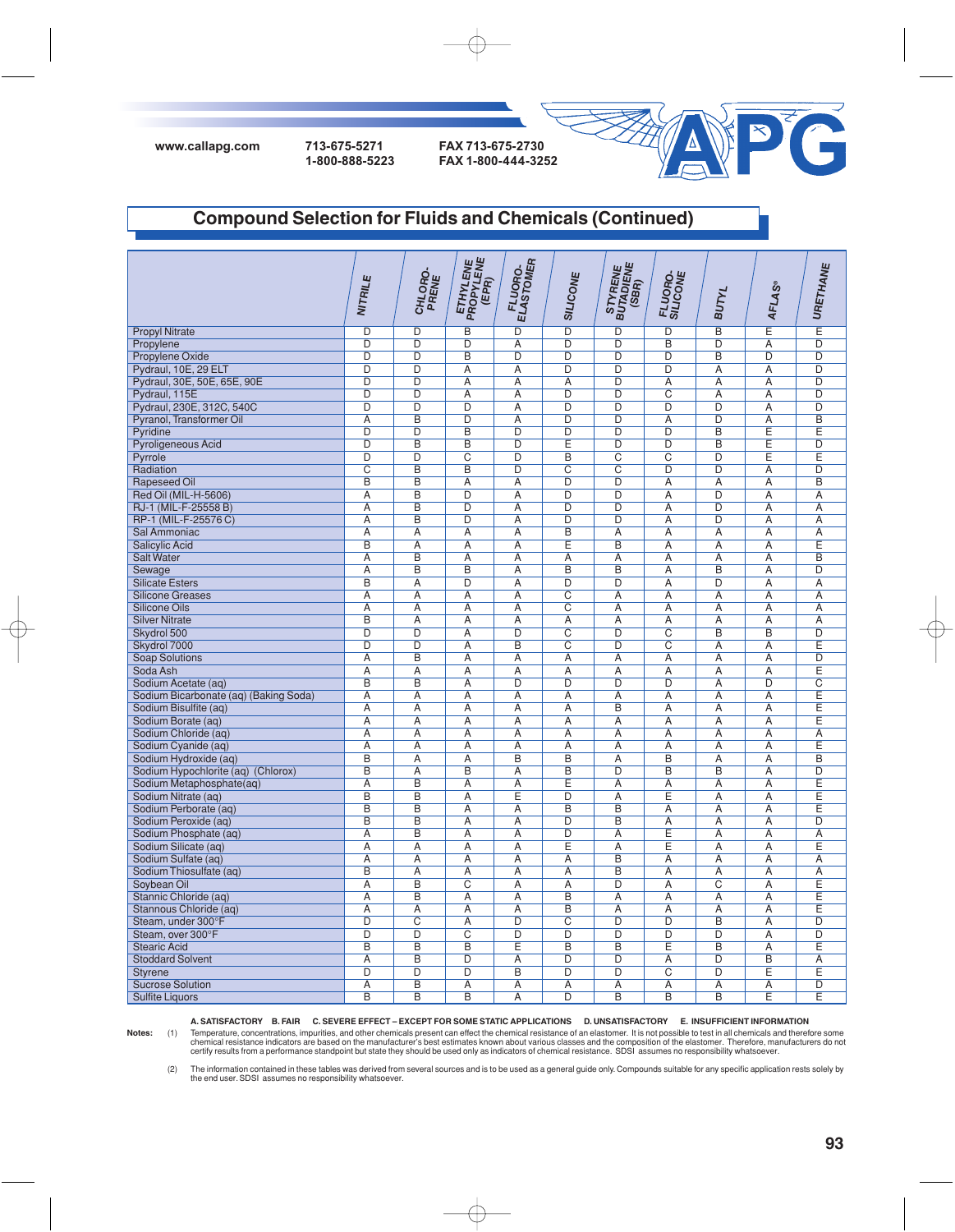www.callapg.com   713-675-5271   FAX 713-675-2730
1-800-888-5223   FAX 1-800-444-3252

## Compound Selection for Fluids and Chemicals (Continued)

| | NITRILE | CHLORO-PRENE | ETHYLENE PROPYLENE (EPR) | FLUORO-ELASTOMER | SILICONE | STYRENE BUTADIENE (SBR) | FLUORO-SILICONE | BUTYL | AFLAS® | URETHANE |
|---|---|---|---|---|---|---|---|---|---|---|
| Propyl Nitrate | D | D | B | D | D | D | D | B | E | E |
| Propylene | D | D | D | A | D | D | B | D | A | D |
| Propylene Oxide | D | D | B | D | D | D | D | B | D | D |
| Pydraul, 10E, 29 ELT | D | D | A | A | D | D | D | A | A | D |
| Pydraul, 30E, 50E, 65E, 90E | D | D | A | A | A | D | A | A | A | D |
| Pydraul, 115E | D | D | A | A | D | D | C | A | A | D |
| Pydraul, 230E, 312C, 540C | D | D | D | A | D | D | D | D | A | D |
| Pyranol, Transformer Oil | A | B | D | A | D | D | A | D | A | B |
| Pyridine | D | D | B | D | D | D | D | B | E | E |
| Pyroligeneous Acid | D | B | B | D | E | D | D | B | E | D |
| Pyrrole | D | D | C | D | B | C | C | D | E | E |
| Radiation | C | B | B | D | C | C | D | D | A | D |
| Rapeseed Oil | B | B | A | A | D | D | A | A | A | B |
| Red Oil (MIL-H-5606) | A | B | D | A | D | D | A | D | A | A |
| RJ-1 (MIL-F-25558 B) | A | B | D | A | D | D | A | D | A | A |
| RP-1 (MIL-F-25576 C) | A | B | D | A | D | D | A | D | A | A |
| Sal Ammoniac | A | A | A | A | B | A | A | A | A | A |
| Salicylic Acid | B | A | A | A | E | B | A | A | A | E |
| Salt Water | A | B | A | A | A | A | A | A | A | B |
| Sewage | A | B | B | A | B | B | A | B | A | D |
| Silicate Esters | B | A | D | A | D | D | A | D | A | A |
| Silicone Greases | A | A | A | A | C | A | A | A | A | A |
| Silicone Oils | A | A | A | A | C | A | A | A | A | A |
| Silver Nitrate | B | A | A | A | A | A | A | A | A | A |
| Skydrol 500 | D | D | A | D | C | D | C | B | B | D |
| Skydrol 7000 | D | D | A | B | C | D | C | A | A | E |
| Soap Solutions | A | B | A | A | A | A | A | A | A | D |
| Soda Ash | A | A | A | A | A | A | A | A | A | E |
| Sodium Acetate (aq) | B | B | A | D | D | D | D | A | D | C |
| Sodium Bicarbonate (aq) (Baking Soda) | A | A | A | A | A | A | A | A | A | E |
| Sodium Bisulfite (aq) | A | A | A | A | A | B | A | A | A | E |
| Sodium Borate (aq) | A | A | A | A | A | A | A | A | A | E |
| Sodium Chloride (aq) | A | A | A | A | A | A | A | A | A | A |
| Sodium Cyanide (aq) | A | A | A | A | A | A | A | A | A | E |
| Sodium Hydroxide (aq) | B | A | A | B | B | A | B | A | A | B |
| Sodium Hypochlorite (aq) (Chlorox) | B | A | B | A | B | D | B | B | A | D |
| Sodium Metaphosphate(aq) | A | B | A | A | E | A | A | A | A | E |
| Sodium Nitrate (aq) | B | B | A | E | D | A | E | A | A | E |
| Sodium Perborate (aq) | B | B | A | A | B | B | A | A | A | E |
| Sodium Peroxide (aq) | B | B | A | A | D | B | A | A | A | D |
| Sodium Phosphate (aq) | A | B | A | A | D | A | E | A | A | A |
| Sodium Silicate (aq) | A | A | A | A | E | A | E | A | A | E |
| Sodium Sulfate (aq) | A | A | A | A | A | B | A | A | A | A |
| Sodium Thiosulfate (aq) | B | A | A | A | A | B | A | A | A | A |
| Soybean Oil | A | B | C | A | A | D | A | C | A | E |
| Stannic Chloride (aq) | A | B | A | A | B | A | A | A | A | E |
| Stannous Chloride (aq) | A | A | A | A | B | A | A | A | A | E |
| Steam, under 300°F | D | C | A | D | C | D | D | B | A | D |
| Steam, over 300°F | D | D | C | D | D | D | D | D | A | D |
| Stearic Acid | B | B | B | E | B | B | E | B | A | E |
| Stoddard Solvent | A | B | D | A | D | D | A | D | B | A |
| Styrene | D | D | D | B | D | D | C | D | E | E |
| Sucrose Solution | A | B | A | A | A | A | A | A | A | D |
| Sulfite Liquors | B | B | B | A | D | B | B | B | E | E |

A. SATISFACTORY   B. FAIR   C. SEVERE EFFECT – EXCEPT FOR SOME STATIC APPLICATIONS   D. UNSATISFACTORY   E. INSUFFICIENT INFORMATION

Notes: (1) Temperature, concentrations, impurities, and other chemicals present can effect the chemical resistance of an elastomer. It is not possible to test in all chemicals and therefore some chemical resistance indicators are based on the manufacturer's best estimates known about various classes and the composition of the elastomer. Therefore, manufacturers do not certify results from a performance standpoint but state they should be used only as indicators of chemical resistance. SDSI assumes no responsibility whatsoever.

(2) The information contained in these tables was derived from several sources and is to be used as a general guide only. Compounds suitable for any specific application rests solely by the end user. SDSI assumes no responsibility whatsoever.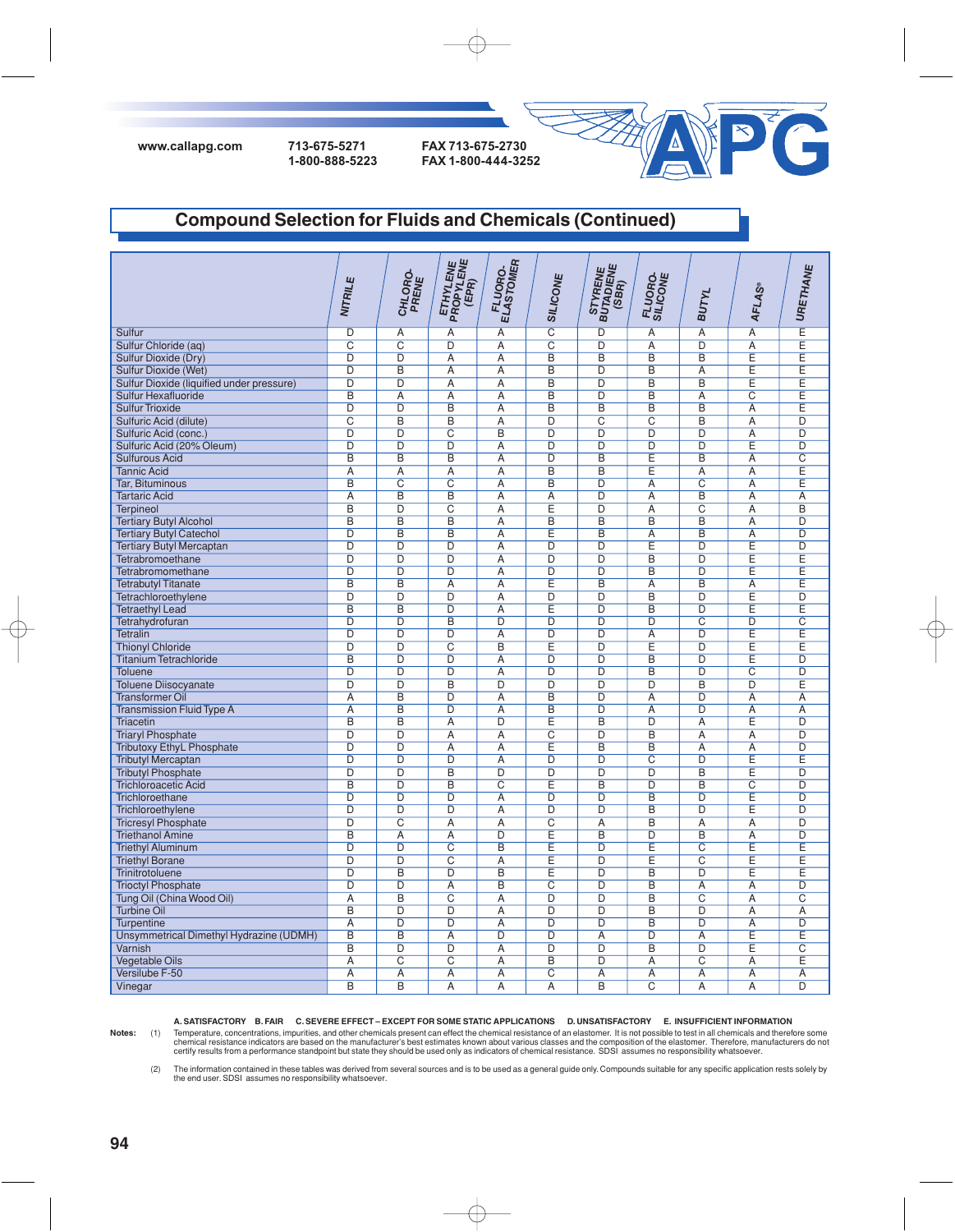www.callapg.com 713-675-5271 1-800-888-5223 FAX 713-675-2730 FAX 1-800-444-3252

## Compound Selection for Fluids and Chemicals (Continued)

| | NITRILE | CHLORO-PRENE | ETHYLENE PROPYLENE (EPR) | FLUORO-ELASTOMER | SILICONE | STYRENE BUTADIENE (SBR) | FLUORO-SILICONE | BUTYL | AFLAS® | URETHANE |
|---|---|---|---|---|---|---|---|---|---|---|
| Sulfur | D | A | A | A | C | D | A | A | A | E |
| Sulfur Chloride (aq) | C | C | D | A | C | D | A | D | A | E |
| Sulfur Dioxide (Dry) | D | D | A | A | B | B | B | B | E | E |
| Sulfur Dioxide (Wet) | D | B | A | A | B | D | B | A | E | E |
| Sulfur Dioxide (liquified under pressure) | D | D | A | A | B | D | B | B | E | E |
| Sulfur Hexafluoride | B | A | A | A | B | D | B | A | C | E |
| Sulfur Trioxide | D | D | B | A | B | B | B | B | A | E |
| Sulfuric Acid (dilute) | C | B | B | A | D | C | C | B | A | D |
| Sulfuric Acid (conc.) | D | D | C | B | D | D | D | D | A | D |
| Sulfuric Acid (20% Oleum) | D | D | D | A | D | D | D | D | E | D |
| Sulfurous Acid | B | B | B | A | D | B | E | B | A | C |
| Tannic Acid | A | A | A | A | B | B | E | A | A | E |
| Tar, Bituminous | B | C | C | A | B | D | A | C | A | E |
| Tartaric Acid | A | B | B | A | A | D | A | B | A | A |
| Terpineol | B | D | C | A | E | D | A | C | A | B |
| Tertiary Butyl Alcohol | B | B | B | A | B | B | B | B | A | D |
| Tertiary Butyl Catechol | D | B | B | A | E | B | A | B | A | D |
| Tertiary Butyl Mercaptan | D | D | D | A | D | D | E | D | E | D |
| Tetrabromoethane | D | D | D | A | D | D | B | D | E | E |
| Tetrabromomethane | D | D | D | A | D | D | B | D | E | E |
| Tetrabutyl Titanate | B | B | A | A | E | B | A | B | A | E |
| Tetrachloroethylene | D | D | D | A | D | D | B | D | E | D |
| Tetraethyl Lead | B | B | D | A | E | D | B | D | E | E |
| Tetrahydrofuran | D | D | B | D | D | D | D | C | D | C |
| Tetralin | D | D | D | A | D | D | A | D | E | E |
| Thionyl Chloride | D | D | C | B | E | D | E | D | E | E |
| Titanium Tetrachloride | B | D | D | A | D | D | B | D | E | D |
| Toluene | D | D | D | A | D | D | B | D | C | D |
| Toluene Diisocyanate | D | D | B | D | D | D | D | B | D | E |
| Transformer Oil | A | B | D | A | B | D | A | D | A | A |
| Transmission Fluid Type A | A | B | D | A | B | D | A | D | A | A |
| Triacetin | B | B | A | D | E | B | D | A | E | D |
| Triaryl Phosphate | D | D | A | A | C | D | B | A | A | D |
| Tributoxy EthyL Phosphate | D | D | A | A | E | B | B | A | A | D |
| Tributyl Mercaptan | D | D | D | A | D | D | C | D | E | E |
| Tributyl Phosphate | D | D | B | D | D | D | D | B | E | D |
| Trichloroacetic Acid | B | D | B | C | E | B | D | B | C | D |
| Trichloroethane | D | D | D | A | D | D | B | D | E | D |
| Trichloroethylene | D | D | D | A | D | D | B | D | E | D |
| Tricresyl Phosphate | D | C | A | A | C | A | B | A | A | D |
| Triethanol Amine | B | A | A | D | E | B | D | B | A | D |
| Triethyl Aluminum | D | D | C | B | E | D | E | C | E | E |
| Triethyl Borane | D | D | C | A | E | D | E | C | E | E |
| Trinitrotoluene | D | B | D | B | E | D | B | D | E | E |
| Trioctyl Phosphate | D | D | A | B | C | D | B | A | A | D |
| Tung Oil (China Wood Oil) | A | B | C | A | D | D | B | C | A | C |
| Turbine Oil | B | D | D | A | D | D | B | D | A | A |
| Turpentine | A | D | D | A | D | D | B | D | A | D |
| Unsymmetrical Dimethyl Hydrazine (UDMH) | B | B | A | D | D | A | D | A | E | E |
| Varnish | B | D | D | A | D | D | B | D | E | C |
| Vegetable Oils | A | C | C | A | B | D | A | C | A | E |
| Versilube F-50 | A | A | A | A | C | A | A | A | A | A |
| Vinegar | B | B | A | A | A | B | C | A | A | D |

A. SATISFACTORY B. FAIR C. SEVERE EFFECT – EXCEPT FOR SOME STATIC APPLICATIONS D. UNSATISFACTORY E. INSUFFICIENT INFORMATION

Notes: (1) Temperature, concentrations, impurities, and other chemicals present can effect the chemical resistance of an elastomer. It is not possible to test in all chemicals and therefore some chemical resistance indicators are based on the manufacturer's best estimates known about various classes and the composition of the elastomer. Therefore, manufacturers do not certify results from a performance standpoint but state they should be used only as indicators of chemical resistance. SDSI assumes no responsibility whatsoever.

(2) The information contained in these tables was derived from several sources and is to be used as a general guide only. Compounds suitable for any specific application rests solely by the end user. SDSI assumes no responsibility whatsoever.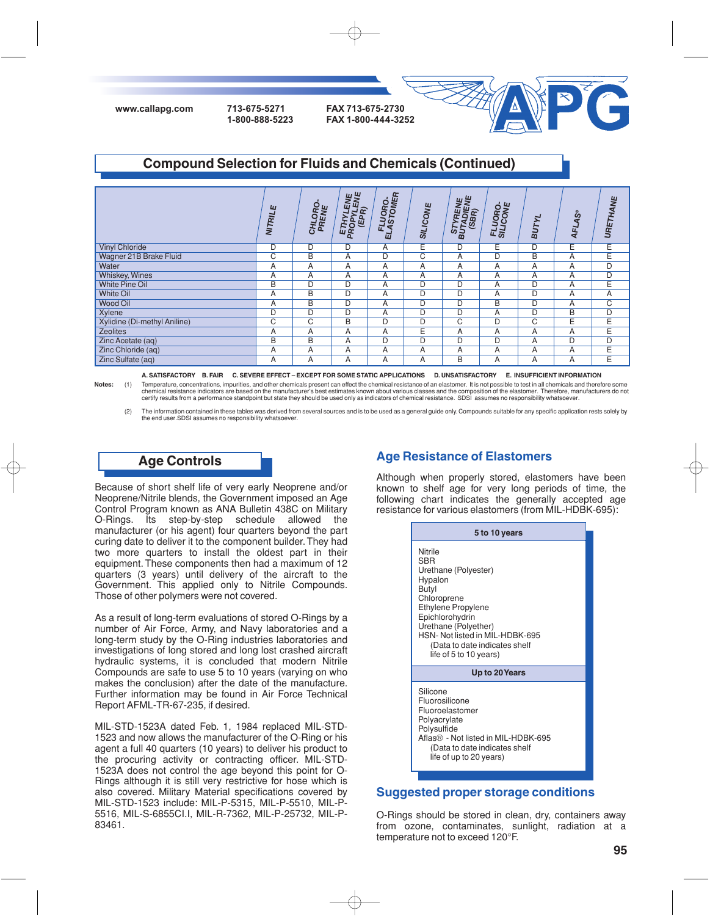## Compound Selection for Fluids and Chemicals (Continued)

| | NITRILE | CHLORO-PRENE | ETHYLENE PROPYLENE (EPR) | FLUORO-ELASTOMER | SILICONE | STYRENE BUTADIENE (SBR) | FLUORO-SILICONE | BUTYL | AFLAS® | URETHANE |
|---|---|---|---|---|---|---|---|---|---|---|
| Vinyl Chloride | D | D | D | A | E | D | E | D | E | E |
| Wagner 21B Brake Fluid | C | B | A | D | C | A | D | B | A | E |
| Water | A | A | A | A | A | A | A | A | A | D |
| Whiskey, Wines | A | A | A | A | A | A | A | A | A | D |
| White Pine Oil | B | D | D | A | D | D | A | D | A | E |
| White Oil | A | B | D | A | D | D | A | D | A | A |
| Wood Oil | A | B | D | A | D | D | B | D | A | C |
| Xylene | D | D | D | A | D | D | A | D | B | D |
| Xylidine (Di-methyl Aniline) | C | C | B | D | D | C | D | C | E | E |
| Zeolites | A | A | A | A | E | A | A | A | A | E |
| Zinc Acetate (aq) | B | B | A | D | D | D | D | A | D | D |
| Zinc Chloride (aq) | A | A | A | A | A | A | A | A | A | E |
| Zinc Sulfate (aq) | A | A | A | A | A | B | A | A | A | E |

A. SATISFACTORY B. FAIR C. SEVERE EFFECT – EXCEPT FOR SOME STATIC APPLICATIONS D. UNSATISFACTORY E. INSUFFICIENT INFORMATION

Notes: (1) Temperature, concentrations, impurities, and other chemicals present can effect the chemical resistance of an elastomer. It is not possible to test in all chemicals and therefore some chemical resistance indicators are based on the manufacturer's best estimates known about various classes and the composition of the elastomer. Therefore, manufacturers do not certify results from a performance standpoint but state they should be used only as indicators of chemical resistance. SDSI assumes no responsibility whatsoever.

(2) The information contained in these tables was derived from several sources and is to be used as a general guide only. Compounds suitable for any specific application rests solely by the end user.SDSI assumes no responsibility whatsoever.

## Age Controls

Because of short shelf life of very early Neoprene and/or Neoprene/Nitrile blends, the Government imposed an Age Control Program known as ANA Bulletin 438C on Military O-Rings. Its step-by-step schedule allowed the manufacturer (or his agent) four quarters beyond the part curing date to deliver it to the component builder. They had two more quarters to install the oldest part in their equipment. These components then had a maximum of 12 quarters (3 years) until delivery of the aircraft to the Government. This applied only to Nitrile Compounds. Those of other polymers were not covered.

As a result of long-term evaluations of stored O-Rings by a number of Air Force, Army, and Navy laboratories and a long-term study by the O-Ring industries laboratories and investigations of long stored and long lost crashed aircraft hydraulic systems, it is concluded that modern Nitrile Compounds are safe to use 5 to 10 years (varying on who makes the conclusion) after the date of the manufacture. Further information may be found in Air Force Technical Report AFML-TR-67-235, if desired.

MIL-STD-1523A dated Feb. 1, 1984 replaced MIL-STD-1523 and now allows the manufacturer of the O-Ring or his agent a full 40 quarters (10 years) to deliver his product to the procuring activity or contracting officer. MIL-STD-1523A does not control the age beyond this point for O-Rings although it is still very restrictive for hose which is also covered. Military Material specifications covered by MIL-STD-1523 include: MIL-P-5315, MIL-P-5510, MIL-P-5516, MIL-S-6855CI.I, MIL-R-7362, MIL-P-25732, MIL-P-83461.

## Age Resistance of Elastomers

Although when properly stored, elastomers have been known to shelf age for very long periods of time, the following chart indicates the generally accepted age resistance for various elastomers (from MIL-HDBK-695):

**5 to 10 years**

Nitrile
SBR
Urethane (Polyester)
Hypalon
Butyl
Chloroprene
Ethylene Propylene
Epichlorohydrin
Urethane (Polyether)
HSN- Not listed in MIL-HDBK-695
(Data to date indicates shelf life of 5 to 10 years)

**Up to 20 Years**

Silicone
Fluorosilicone
Fluoroelastomer
Polyacrylate
Polysulfide
Aflas® - Not listed in MIL-HDBK-695
(Data to date indicates shelf life of up to 20 years)

## Suggested proper storage conditions

O-Rings should be stored in clean, dry, containers away from ozone, contaminates, sunlight, radiation at a temperature not to exceed 120°F.